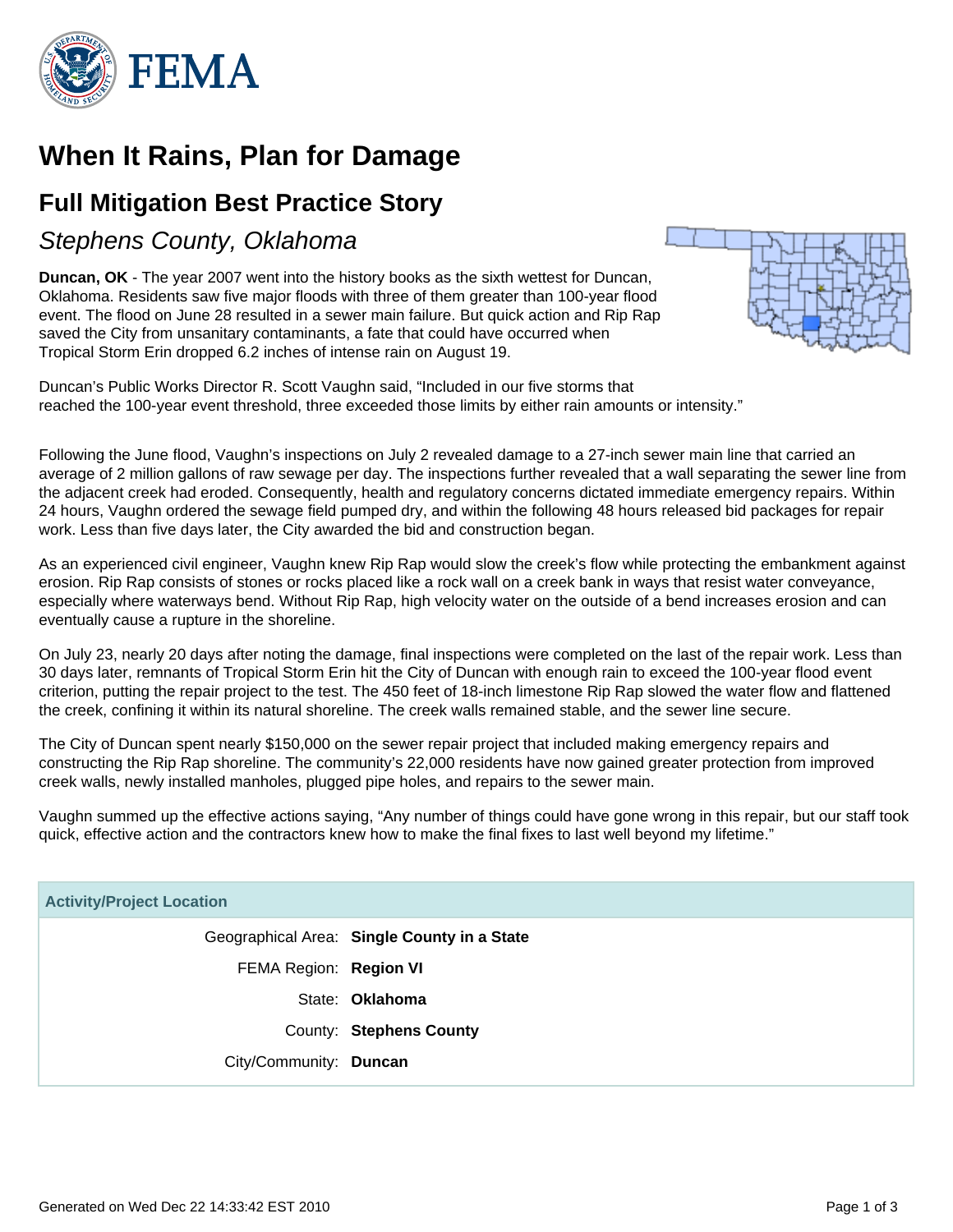# When It Rains, Plan for Damage

## Full Mitigation Best Practice Story

### *Stephens County, Oklahoma*

**Duncan, OK** - The year 2007 went into the history books as the sixth wettest for Duncan, Oklahoma. Residents saw five major floods with three of them greater than 100-year flood event. The flood on June 28 resulted in a sewer main failure. But quick action and Rip Rap saved the City from unsanitary contaminants, a fate that could have occurred when Tropical Storm Erin dropped 6.2 inches of intense rain on August 19.

Duncan's Public Works Director R. Scott Vaughn said, "Included in our five storms that reached the 100-year event threshold, three exceeded those limits by either rain amounts or intensity."

Following the June flood, Vaughn's inspections on July 2 revealed damage to a 27-inch sewer main line that carried an average of 2 million gallons of raw sewage per day. The inspections further revealed that a wall separating the sewer line from the adjacent creek had eroded. Consequently, health and regulatory concerns dictated immediate emergency repairs. Within 24 hours, Vaughn ordered the sewage field pumped dry, and within the following 48 hours released bid packages for repair work. Less than five days later, the City awarded the bid and construction began.

As an experienced civil engineer, Vaughn knew Rip Rap would slow the creek's flow while protecting the embankment against erosion. Rip Rap consists of stones or rocks placed like a rock wall on a creek bank in ways that resist water conveyance, especially where waterways bend. Without Rip Rap, high velocity water on the outside of a bend increases erosion and can eventually cause a rupture in the shoreline.

On July 23, nearly 20 days after noting the damage, final inspections were completed on the last of the repair work. Less than 30 days later, remnants of Tropical Storm Erin hit the City of Duncan with enough rain to exceed the 100-year flood event criterion, putting the repair project to the test. The 450 feet of 18-inch limestone Rip Rap slowed the water flow and flattened the creek, confining it within its natural shoreline. The creek walls remained stable, and the sewer line secure.

The City of Duncan spent nearly $150,000 on the sewer repair project that included making emergency repairs and constructing the Rip Rap shoreline. The community's 22,000 residents have now gained greater protection from improved creek walls, newly installed manholes, plugged pipe holes, and repairs to the sewer main.

Vaughn summed up the effective actions saying, "Any number of things could have gone wrong in this repair, but our staff took quick, effective action and the contractors knew how to make the final fixes to last well beyond my lifetime."

| Activity/Project Location | |
|---|---|
| Geographical Area: | **Single County in a State** |
| FEMA Region: | **Region VI** |
| State: | **Oklahoma** |
| County: | **Stephens County** |
| City/Community: | **Duncan** |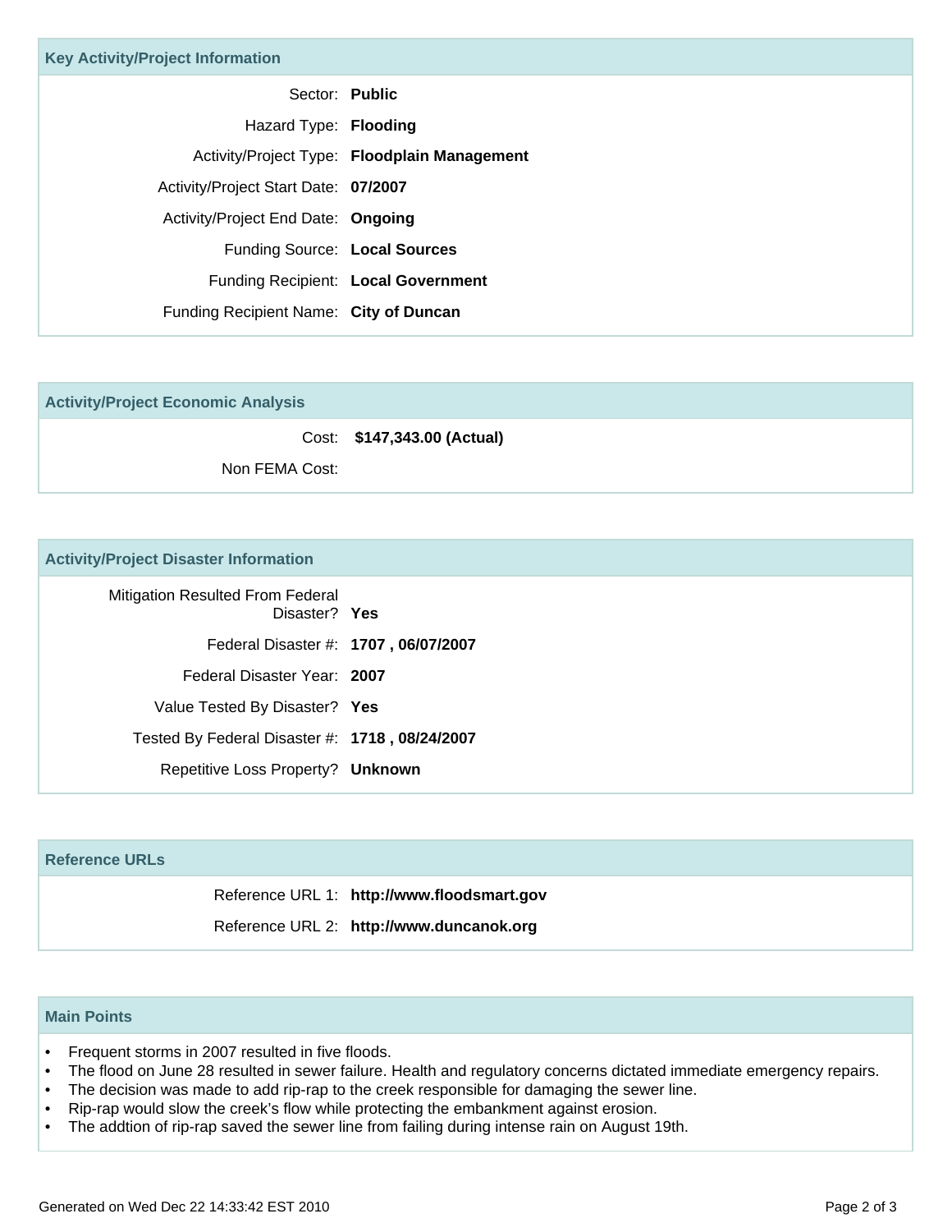## Key Activity/Project Information

| | |
|---|---|
| Sector: | **Public** |
| Hazard Type: | **Flooding** |
| Activity/Project Type: | **Floodplain Management** |
| Activity/Project Start Date: | **07/2007** |
| Activity/Project End Date: | **Ongoing** |
| Funding Source: | **Local Sources** |
| Funding Recipient: | **Local Government** |
| Funding Recipient Name: | **City of Duncan** |

## Activity/Project Economic Analysis

| | |
|---|---|
| Cost: | **$147,343.00 (Actual)** |
| Non FEMA Cost: | |

## Activity/Project Disaster Information

| | |
|---|---|
| Mitigation Resulted From Federal Disaster? | **Yes** |
| Federal Disaster #: | **1707 , 06/07/2007** |
| Federal Disaster Year: | **2007** |
| Value Tested By Disaster? | **Yes** |
| Tested By Federal Disaster #: | **1718 , 08/24/2007** |
| Repetitive Loss Property? | **Unknown** |

## Reference URLs

| | |
|---|---|
| Reference URL 1: | **http://www.floodsmart.gov** |
| Reference URL 2: | **http://www.duncanok.org** |

## Main Points

- Frequent storms in 2007 resulted in five floods.
- The flood on June 28 resulted in sewer failure. Health and regulatory concerns dictated immediate emergency repairs.
- The decision was made to add rip-rap to the creek responsible for damaging the sewer line.
- Rip-rap would slow the creek’s flow while protecting the embankment against erosion.
- The addtion of rip-rap saved the sewer line from failing during intense rain on August 19th.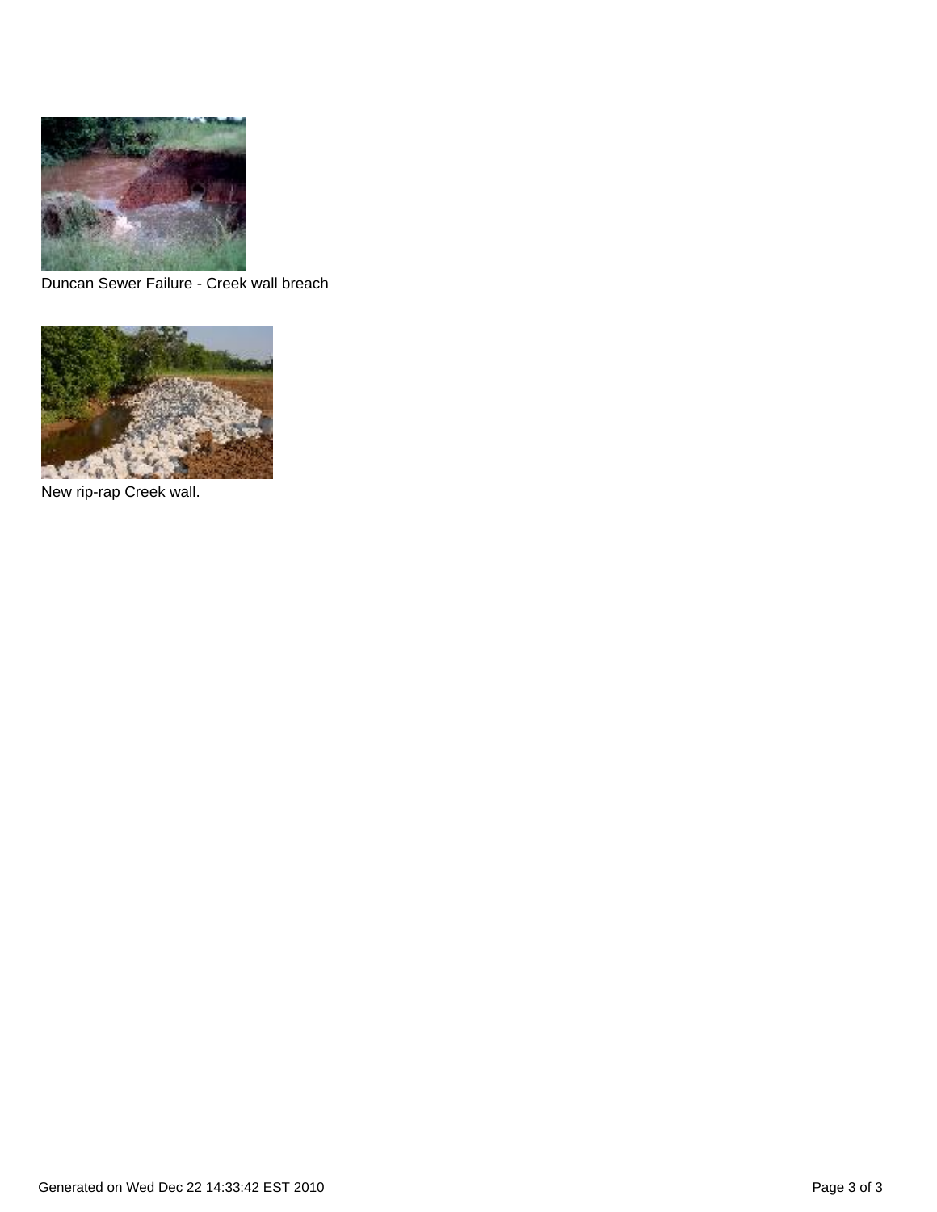Duncan Sewer Failure - Creek wall breach

New rip-rap Creek wall.